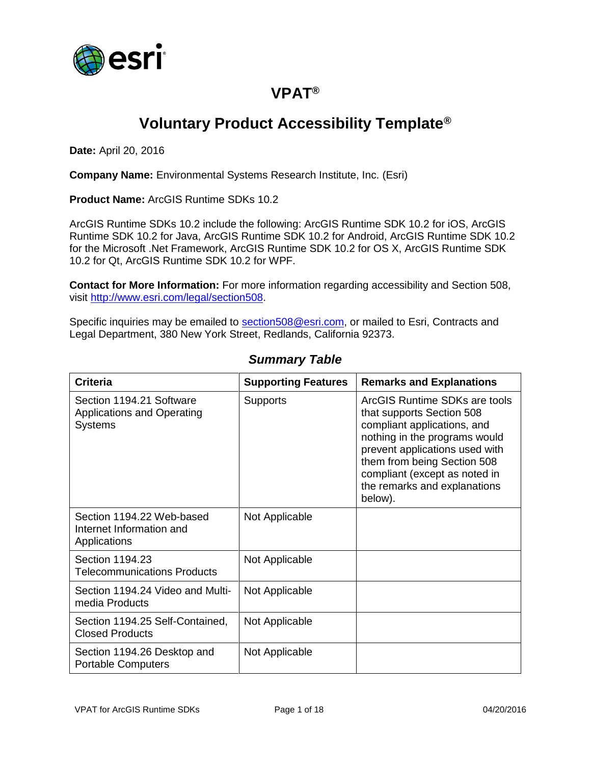# VPAT®

## Voluntary Product Accessibility Template®

**Date:** April 20, 2016

**Company Name:** Environmental Systems Research Institute, Inc. (Esri)

**Product Name:** ArcGIS Runtime SDKs 10.2

ArcGIS Runtime SDKs 10.2 include the following: ArcGIS Runtime SDK 10.2 for iOS, ArcGIS Runtime SDK 10.2 for Java, ArcGIS Runtime SDK 10.2 for Android, ArcGIS Runtime SDK 10.2 for the Microsoft .Net Framework, ArcGIS Runtime SDK 10.2 for OS X, ArcGIS Runtime SDK 10.2 for Qt, ArcGIS Runtime SDK 10.2 for WPF.

**Contact for More Information:** For more information regarding accessibility and Section 508, visit [http://www.esri.com/legal/section508](http://www.esri.com/legal/section508).

Specific inquiries may be emailed to [section508@esri.com](mailto:section508@esri.com), or mailed to Esri, Contracts and Legal Department, 380 New York Street, Redlands, California 92373.

### *Summary Table*

| Criteria | Supporting Features | Remarks and Explanations |
| --- | --- | --- |
| Section 1194.21 Software Applications and Operating Systems | Supports | ArcGIS Runtime SDKs are tools that supports Section 508 compliant applications, and nothing in the programs would prevent applications used with them from being Section 508 compliant (except as noted in the remarks and explanations below). |
| Section 1194.22 Web-based Internet Information and Applications | Not Applicable | |
| Section 1194.23 Telecommunications Products | Not Applicable | |
| Section 1194.24 Video and Multi-media Products | Not Applicable | |
| Section 1194.25 Self-Contained, Closed Products | Not Applicable | |
| Section 1194.26 Desktop and Portable Computers | Not Applicable | |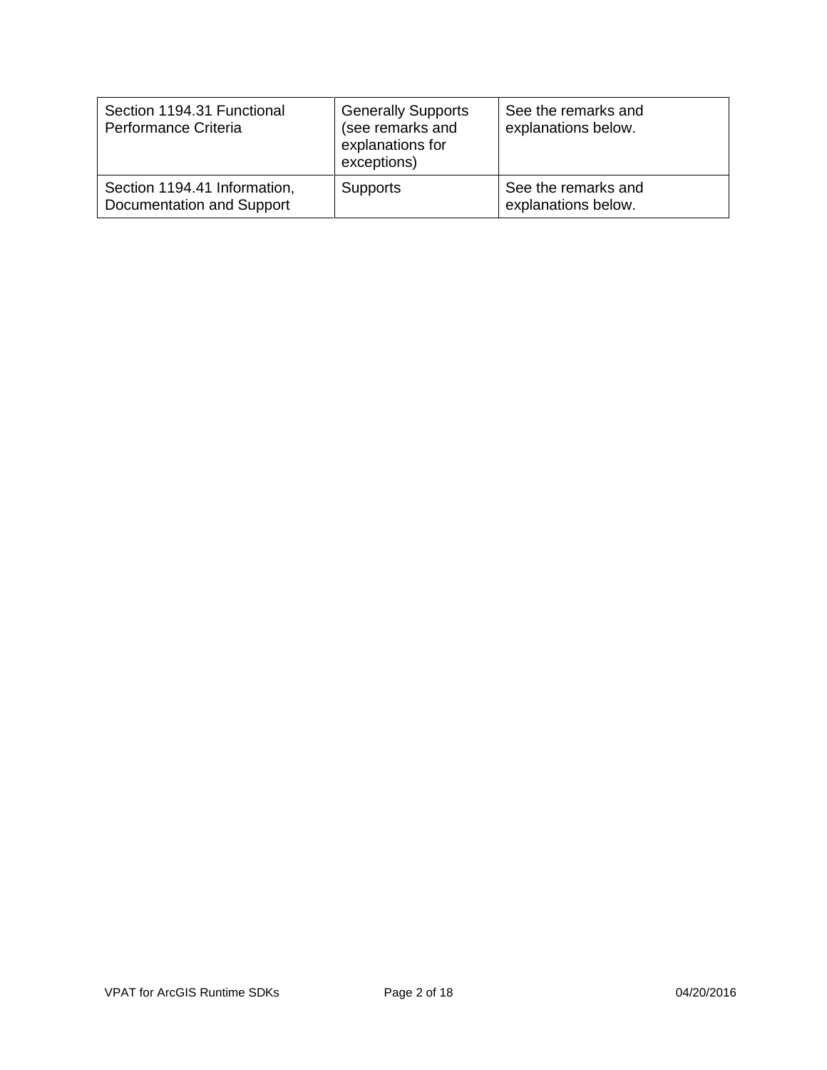| | | |
|---|---|---|
| Section 1194.31 Functional Performance Criteria | Generally Supports (see remarks and explanations for exceptions) | See the remarks and explanations below. |
| Section 1194.41 Information, Documentation and Support | Supports | See the remarks and explanations below. |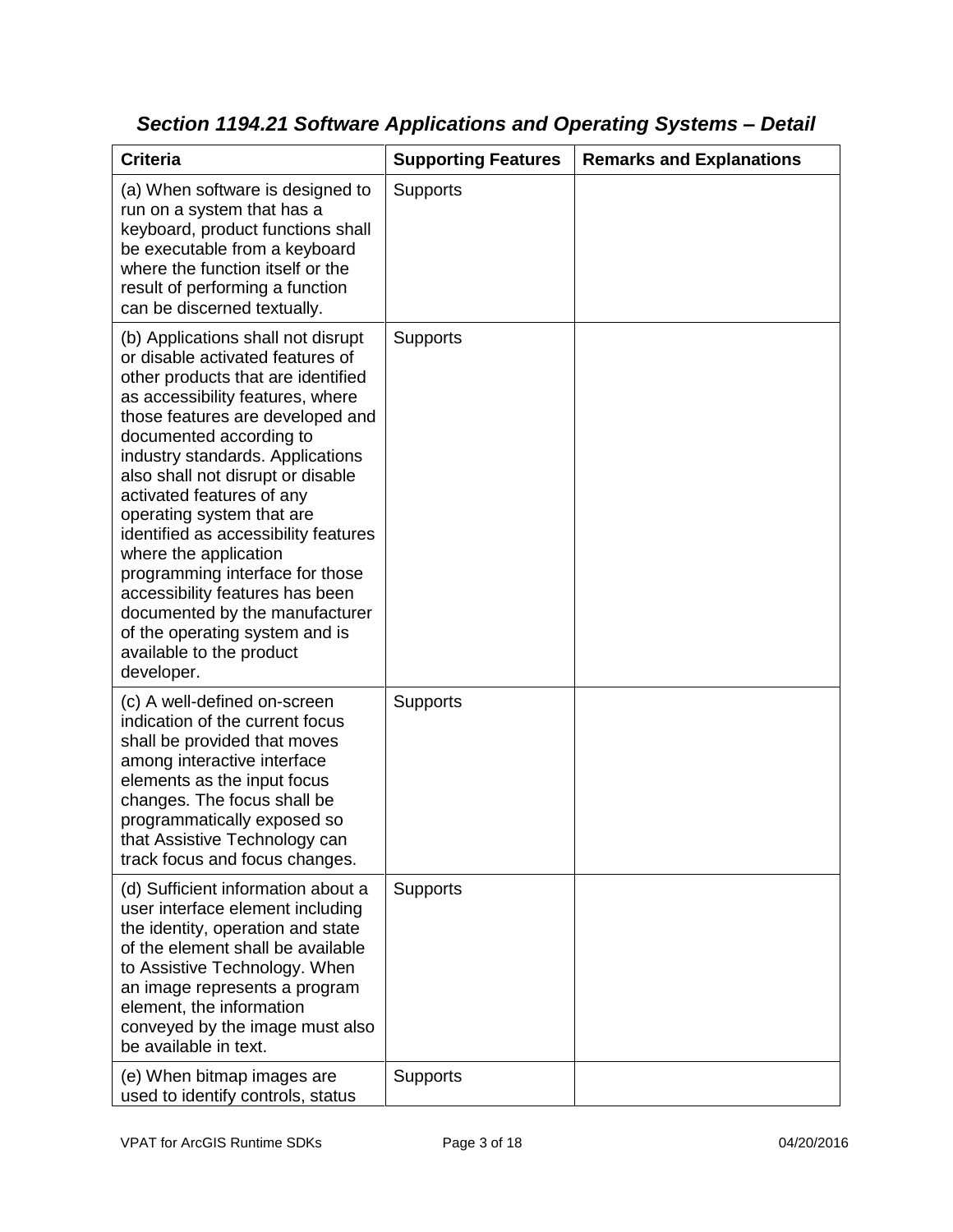### *Section 1194.21 Software Applications and Operating Systems – Detail*

| Criteria | Supporting Features | Remarks and Explanations |
|---|---|---|
| (a) When software is designed to run on a system that has a keyboard, product functions shall be executable from a keyboard where the function itself or the result of performing a function can be discerned textually. | Supports | |
| (b) Applications shall not disrupt or disable activated features of other products that are identified as accessibility features, where those features are developed and documented according to industry standards. Applications also shall not disrupt or disable activated features of any operating system that are identified as accessibility features where the application programming interface for those accessibility features has been documented by the manufacturer of the operating system and is available to the product developer. | Supports | |
| (c) A well-defined on-screen indication of the current focus shall be provided that moves among interactive interface elements as the input focus changes. The focus shall be programmatically exposed so that Assistive Technology can track focus and focus changes. | Supports | |
| (d) Sufficient information about a user interface element including the identity, operation and state of the element shall be available to Assistive Technology. When an image represents a program element, the information conveyed by the image must also be available in text. | Supports | |
| (e) When bitmap images are used to identify controls, status | Supports | |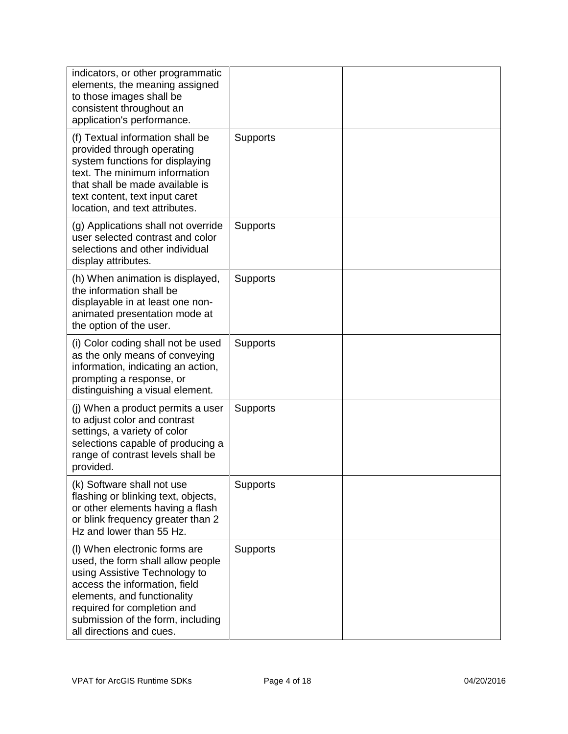| | | |
|---|---|---|
| indicators, or other programmatic elements, the meaning assigned to those images shall be consistent throughout an application's performance. | | |
| (f) Textual information shall be provided through operating system functions for displaying text. The minimum information that shall be made available is text content, text input caret location, and text attributes. | Supports | |
| (g) Applications shall not override user selected contrast and color selections and other individual display attributes. | Supports | |
| (h) When animation is displayed, the information shall be displayable in at least one non-animated presentation mode at the option of the user. | Supports | |
| (i) Color coding shall not be used as the only means of conveying information, indicating an action, prompting a response, or distinguishing a visual element. | Supports | |
| (j) When a product permits a user to adjust color and contrast settings, a variety of color selections capable of producing a range of contrast levels shall be provided. | Supports | |
| (k) Software shall not use flashing or blinking text, objects, or other elements having a flash or blink frequency greater than 2 Hz and lower than 55 Hz. | Supports | |
| (l) When electronic forms are used, the form shall allow people using Assistive Technology to access the information, field elements, and functionality required for completion and submission of the form, including all directions and cues. | Supports | |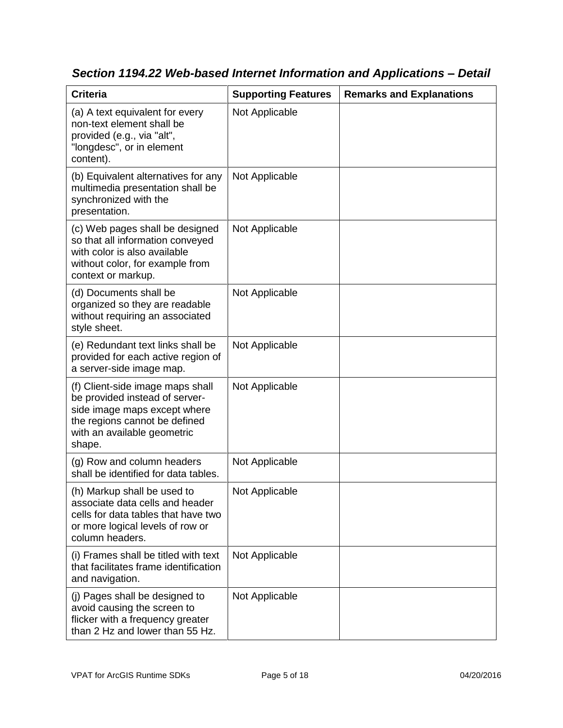### *Section 1194.22 Web-based Internet Information and Applications – Detail*

| Criteria | Supporting Features | Remarks and Explanations |
| --- | --- | --- |
| (a) A text equivalent for every non-text element shall be provided (e.g., via "alt", "longdesc", or in element content). | Not Applicable | |
| (b) Equivalent alternatives for any multimedia presentation shall be synchronized with the presentation. | Not Applicable | |
| (c) Web pages shall be designed so that all information conveyed with color is also available without color, for example from context or markup. | Not Applicable | |
| (d) Documents shall be organized so they are readable without requiring an associated style sheet. | Not Applicable | |
| (e) Redundant text links shall be provided for each active region of a server-side image map. | Not Applicable | |
| (f) Client-side image maps shall be provided instead of server-side image maps except where the regions cannot be defined with an available geometric shape. | Not Applicable | |
| (g) Row and column headers shall be identified for data tables. | Not Applicable | |
| (h) Markup shall be used to associate data cells and header cells for data tables that have two or more logical levels of row or column headers. | Not Applicable | |
| (i) Frames shall be titled with text that facilitates frame identification and navigation. | Not Applicable | |
| (j) Pages shall be designed to avoid causing the screen to flicker with a frequency greater than 2 Hz and lower than 55 Hz. | Not Applicable | |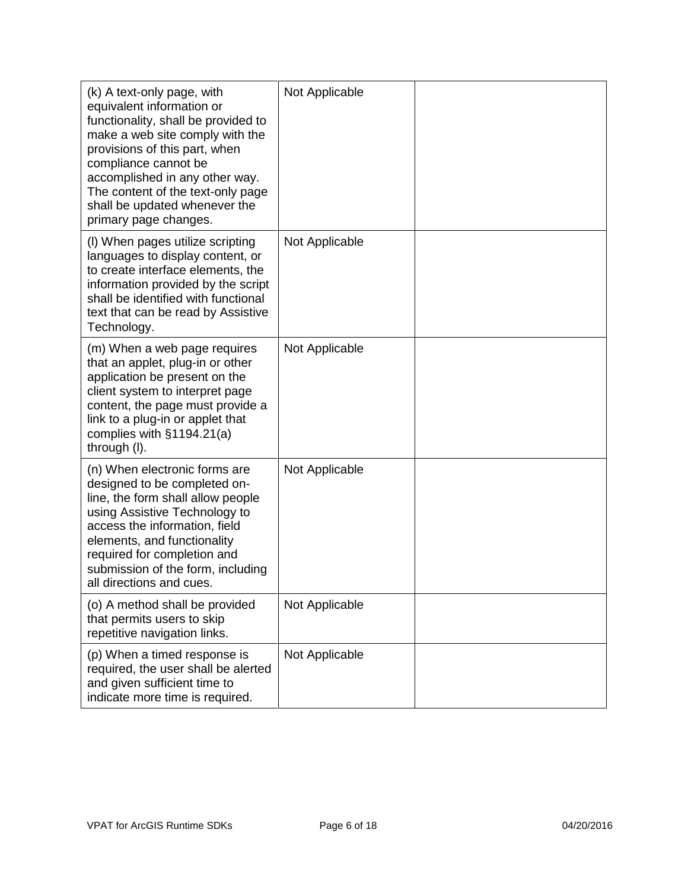| | | |
|---|---|---|
| (k) A text-only page, with equivalent information or functionality, shall be provided to make a web site comply with the provisions of this part, when compliance cannot be accomplished in any other way. The content of the text-only page shall be updated whenever the primary page changes. | Not Applicable | |
| (l) When pages utilize scripting languages to display content, or to create interface elements, the information provided by the script shall be identified with functional text that can be read by Assistive Technology. | Not Applicable | |
| (m) When a web page requires that an applet, plug-in or other application be present on the client system to interpret page content, the page must provide a link to a plug-in or applet that complies with §1194.21(a) through (l). | Not Applicable | |
| (n) When electronic forms are designed to be completed on-line, the form shall allow people using Assistive Technology to access the information, field elements, and functionality required for completion and submission of the form, including all directions and cues. | Not Applicable | |
| (o) A method shall be provided that permits users to skip repetitive navigation links. | Not Applicable | |
| (p) When a timed response is required, the user shall be alerted and given sufficient time to indicate more time is required. | Not Applicable | |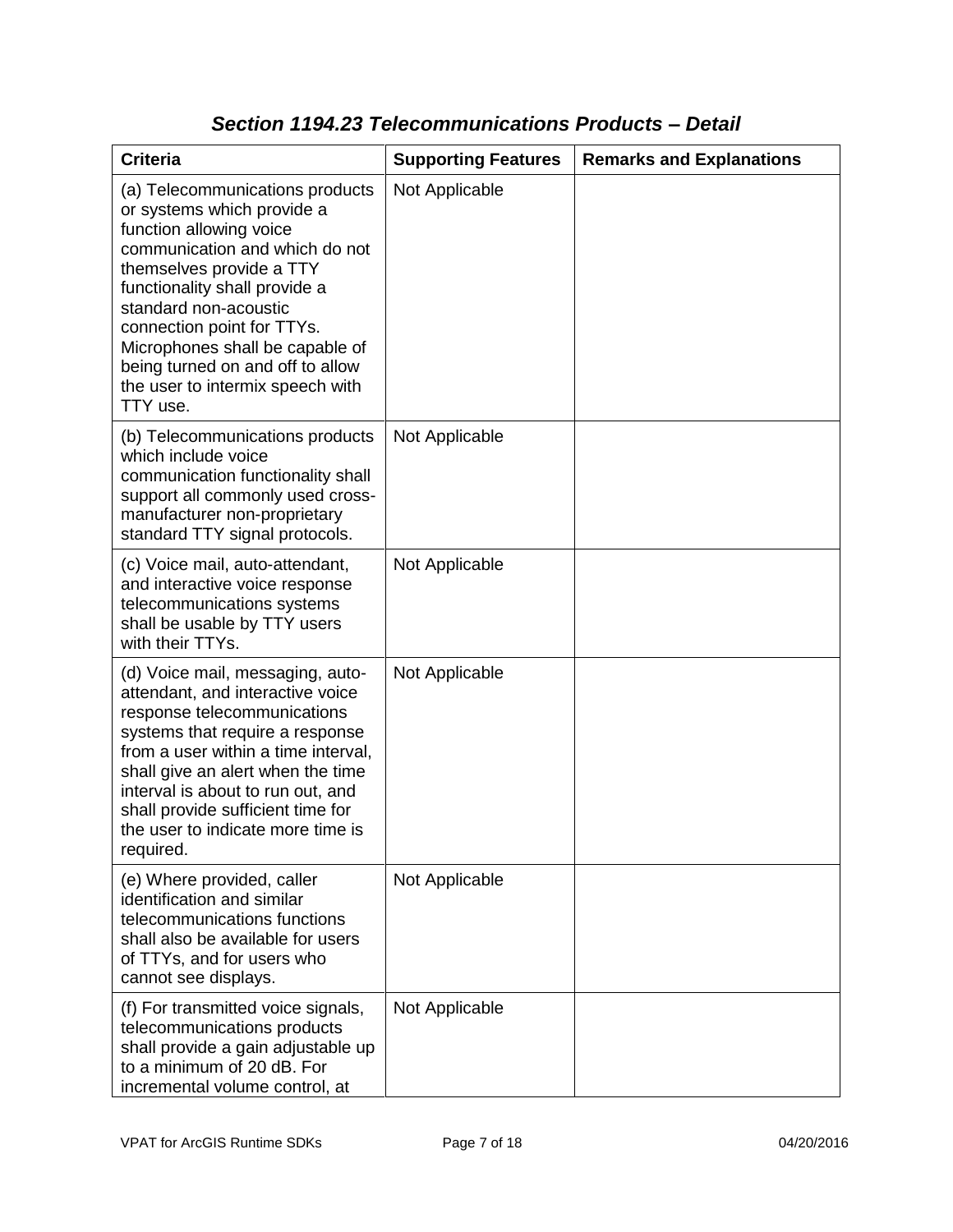## *Section 1194.23 Telecommunications Products – Detail*

| Criteria | Supporting Features | Remarks and Explanations |
|---|---|---|
| (a) Telecommunications products or systems which provide a function allowing voice communication and which do not themselves provide a TTY functionality shall provide a standard non-acoustic connection point for TTYs. Microphones shall be capable of being turned on and off to allow the user to intermix speech with TTY use. | Not Applicable | |
| (b) Telecommunications products which include voice communication functionality shall support all commonly used cross-manufacturer non-proprietary standard TTY signal protocols. | Not Applicable | |
| (c) Voice mail, auto-attendant, and interactive voice response telecommunications systems shall be usable by TTY users with their TTYs. | Not Applicable | |
| (d) Voice mail, messaging, auto-attendant, and interactive voice response telecommunications systems that require a response from a user within a time interval, shall give an alert when the time interval is about to run out, and shall provide sufficient time for the user to indicate more time is required. | Not Applicable | |
| (e) Where provided, caller identification and similar telecommunications functions shall also be available for users of TTYs, and for users who cannot see displays. | Not Applicable | |
| (f) For transmitted voice signals, telecommunications products shall provide a gain adjustable up to a minimum of 20 dB. For incremental volume control, at | Not Applicable | |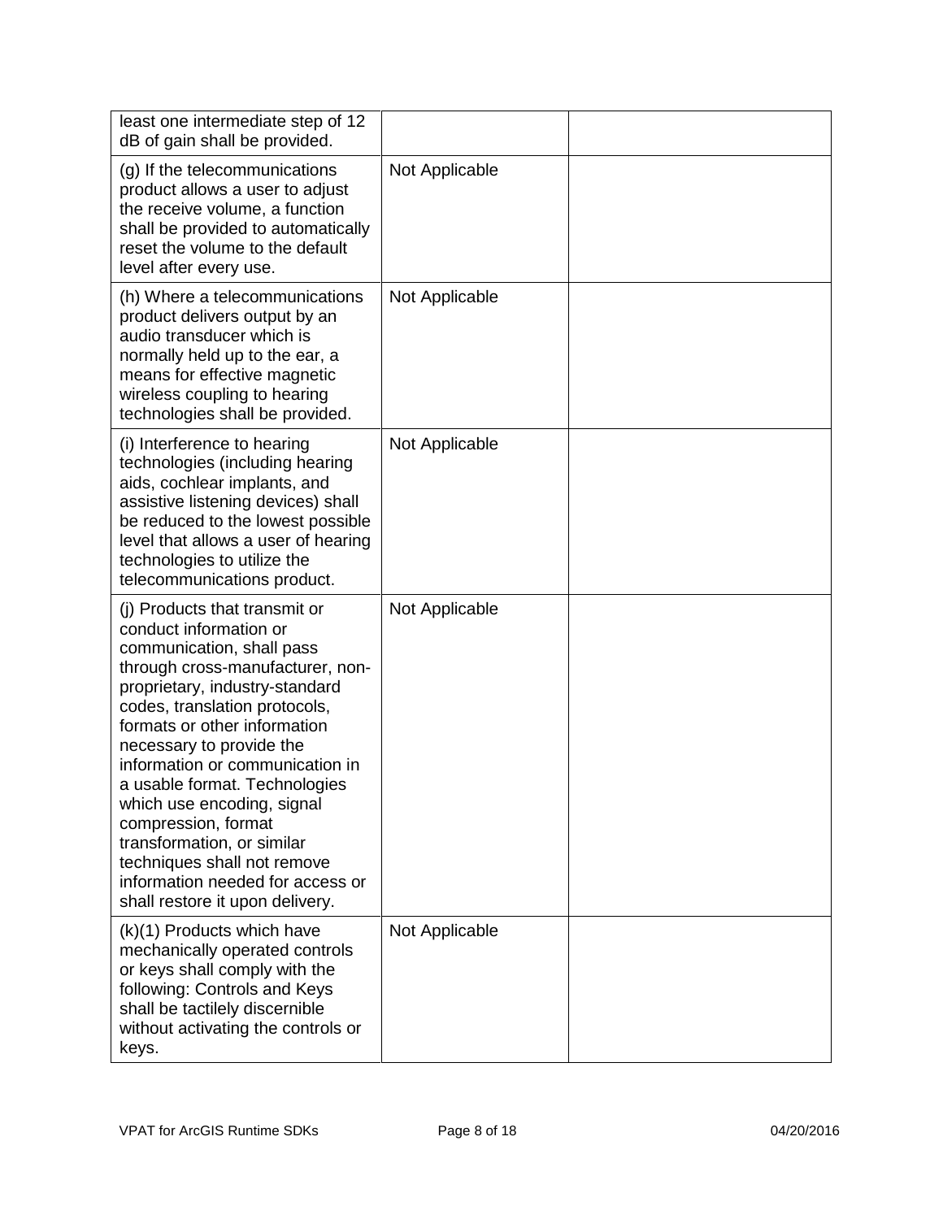| | | |
|---|---|---|
| least one intermediate step of 12 dB of gain shall be provided. | | |
| (g) If the telecommunications product allows a user to adjust the receive volume, a function shall be provided to automatically reset the volume to the default level after every use. | Not Applicable | |
| (h) Where a telecommunications product delivers output by an audio transducer which is normally held up to the ear, a means for effective magnetic wireless coupling to hearing technologies shall be provided. | Not Applicable | |
| (i) Interference to hearing technologies (including hearing aids, cochlear implants, and assistive listening devices) shall be reduced to the lowest possible level that allows a user of hearing technologies to utilize the telecommunications product. | Not Applicable | |
| (j) Products that transmit or conduct information or communication, shall pass through cross-manufacturer, non-proprietary, industry-standard codes, translation protocols, formats or other information necessary to provide the information or communication in a usable format. Technologies which use encoding, signal compression, format transformation, or similar techniques shall not remove information needed for access or shall restore it upon delivery. | Not Applicable | |
| (k)(1) Products which have mechanically operated controls or keys shall comply with the following: Controls and Keys shall be tactilely discernible without activating the controls or keys. | Not Applicable | |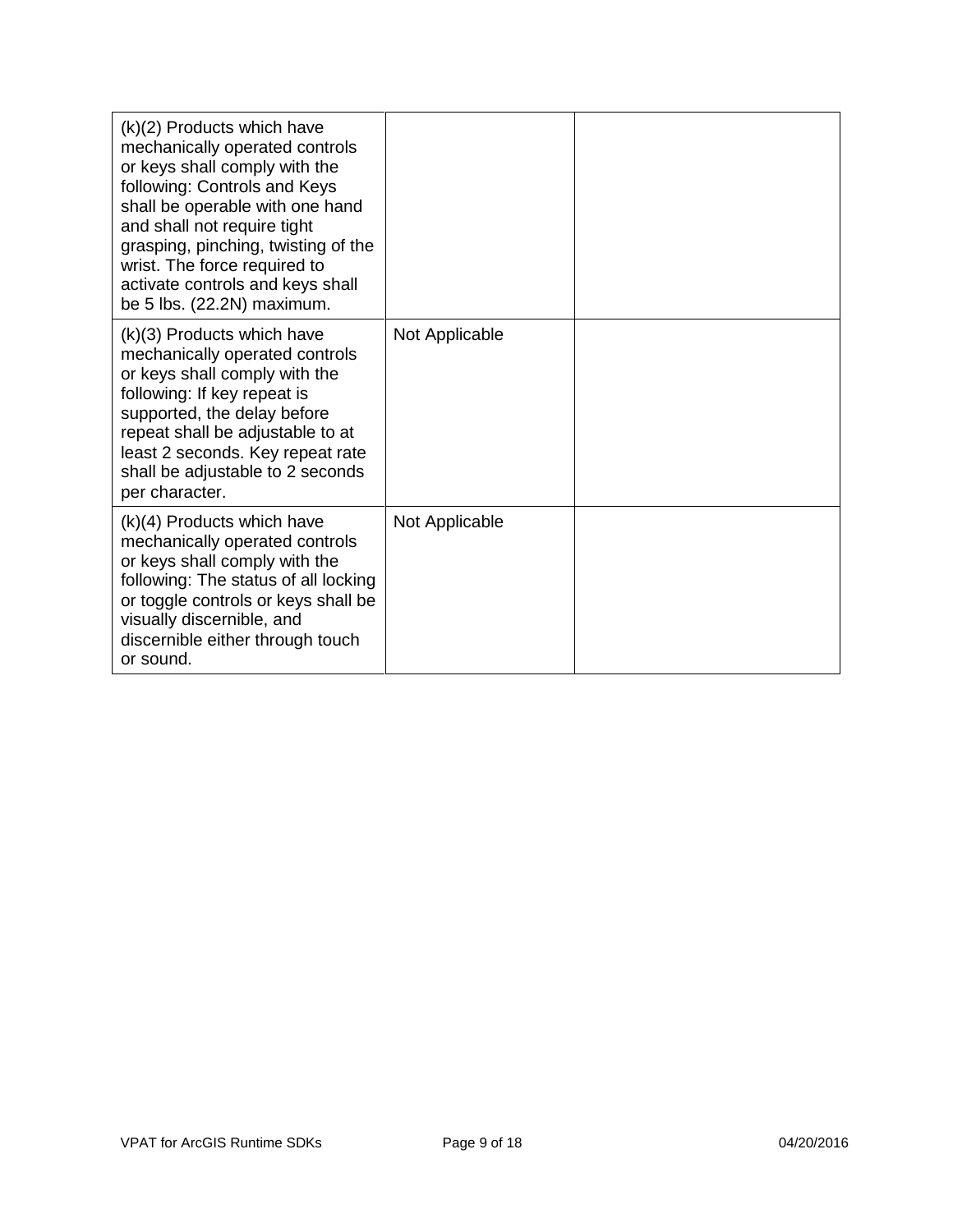| (k)(2) Products which have mechanically operated controls or keys shall comply with the following: Controls and Keys shall be operable with one hand and shall not require tight grasping, pinching, twisting of the wrist. The force required to activate controls and keys shall be 5 lbs. (22.2N) maximum. | | |
|---|---|---|
| (k)(3) Products which have mechanically operated controls or keys shall comply with the following: If key repeat is supported, the delay before repeat shall be adjustable to at least 2 seconds. Key repeat rate shall be adjustable to 2 seconds per character. | Not Applicable | |
| (k)(4) Products which have mechanically operated controls or keys shall comply with the following: The status of all locking or toggle controls or keys shall be visually discernible, and discernible either through touch or sound. | Not Applicable | |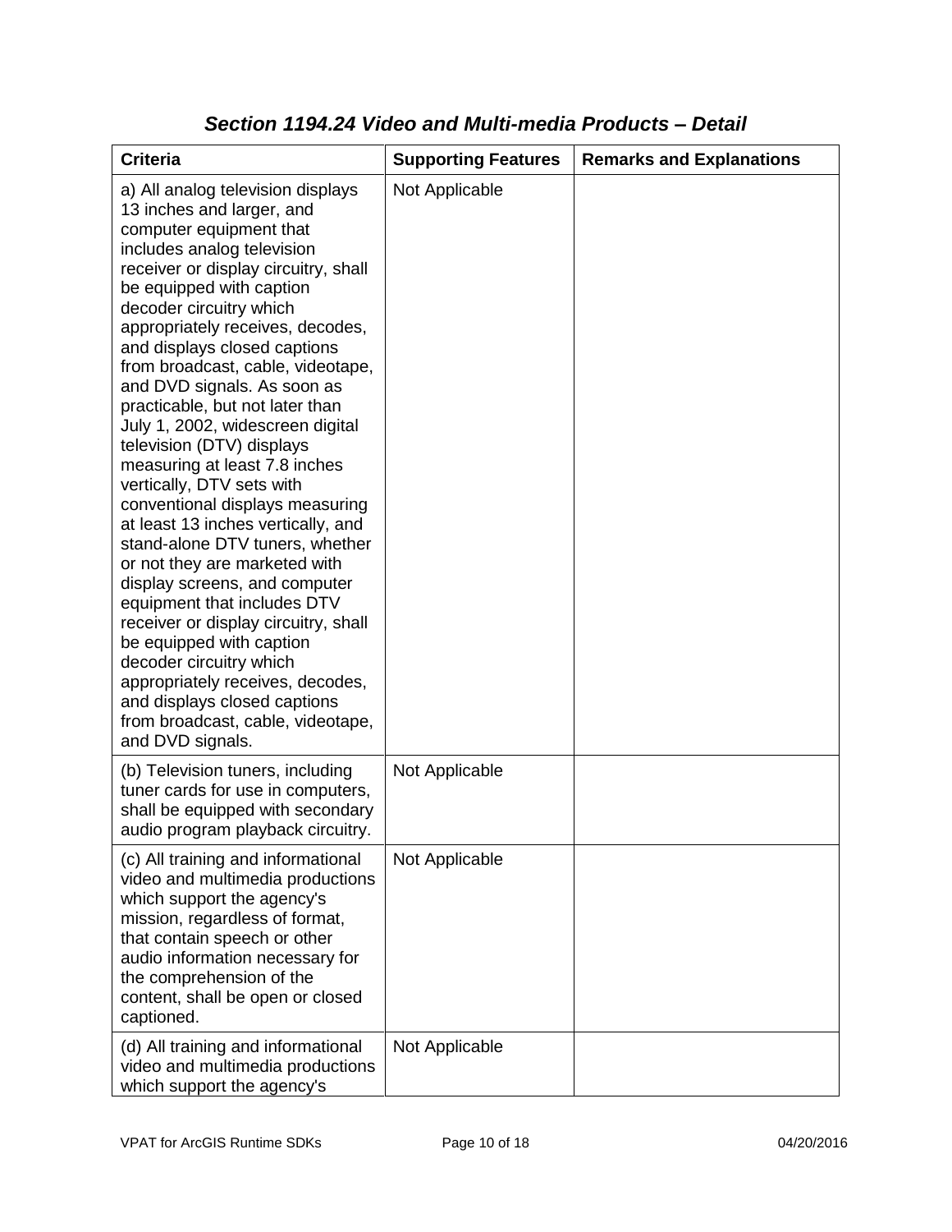## *Section 1194.24 Video and Multi-media Products – Detail*

| Criteria | Supporting Features | Remarks and Explanations |
|---|---|---|
| a) All analog television displays 13 inches and larger, and computer equipment that includes analog television receiver or display circuitry, shall be equipped with caption decoder circuitry which appropriately receives, decodes, and displays closed captions from broadcast, cable, videotape, and DVD signals. As soon as practicable, but not later than July 1, 2002, widescreen digital television (DTV) displays measuring at least 7.8 inches vertically, DTV sets with conventional displays measuring at least 13 inches vertically, and stand-alone DTV tuners, whether or not they are marketed with display screens, and computer equipment that includes DTV receiver or display circuitry, shall be equipped with caption decoder circuitry which appropriately receives, decodes, and displays closed captions from broadcast, cable, videotape, and DVD signals. | Not Applicable | |
| (b) Television tuners, including tuner cards for use in computers, shall be equipped with secondary audio program playback circuitry. | Not Applicable | |
| (c) All training and informational video and multimedia productions which support the agency's mission, regardless of format, that contain speech or other audio information necessary for the comprehension of the content, shall be open or closed captioned. | Not Applicable | |
| (d) All training and informational video and multimedia productions which support the agency's | Not Applicable | |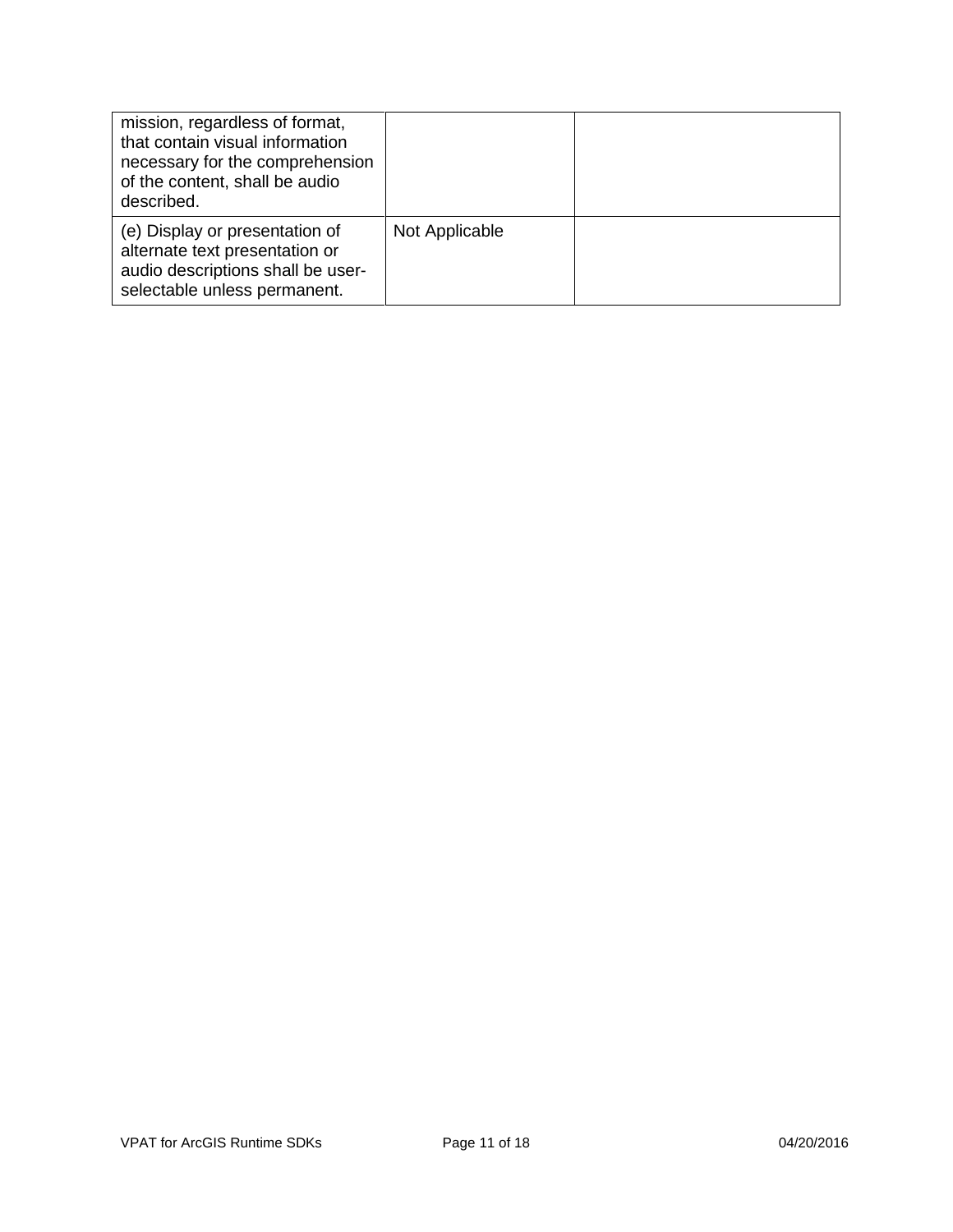| | | |
|---|---|---|
| mission, regardless of format, that contain visual information necessary for the comprehension of the content, shall be audio described. | | |
| (e) Display or presentation of alternate text presentation or audio descriptions shall be user-selectable unless permanent. | Not Applicable | |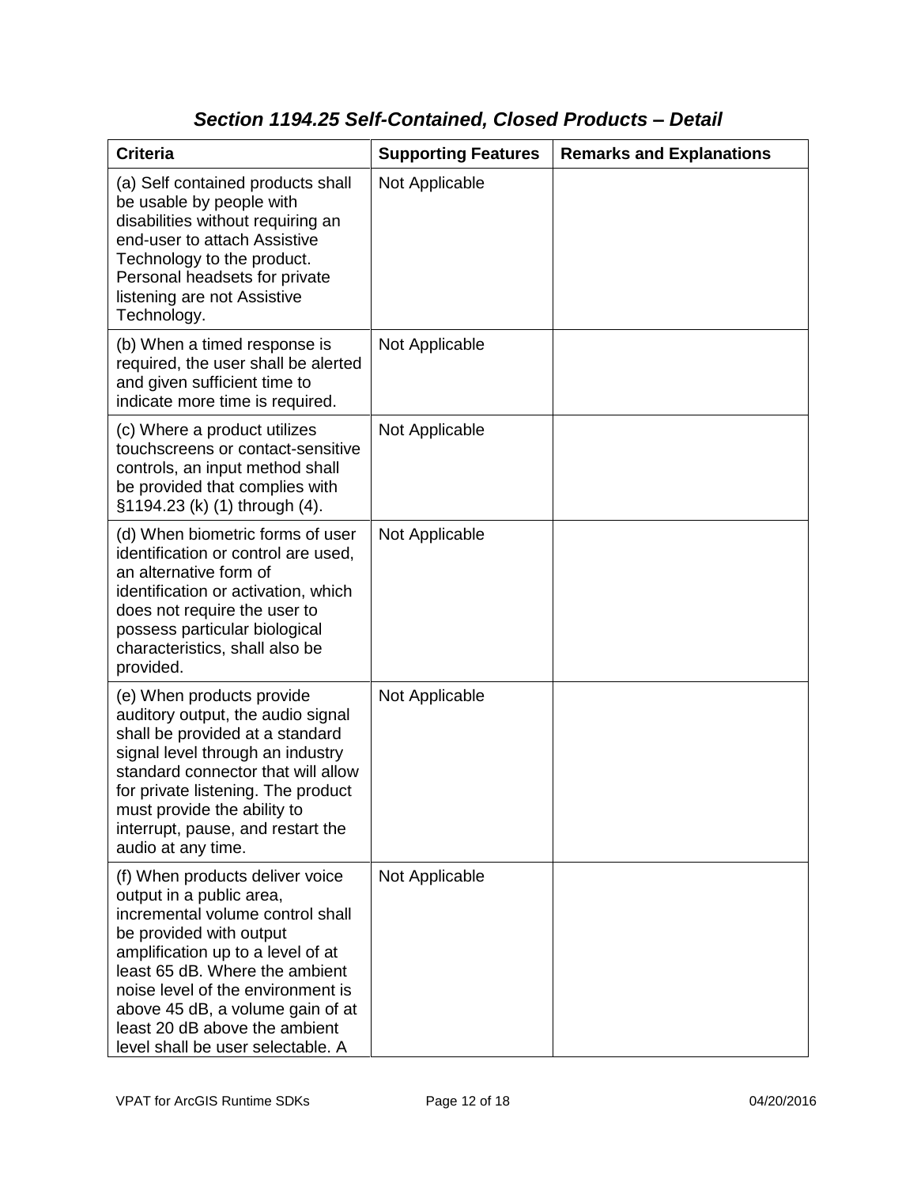## *Section 1194.25 Self-Contained, Closed Products – Detail*

| Criteria | Supporting Features | Remarks and Explanations |
| --- | --- | --- |
| (a) Self contained products shall be usable by people with disabilities without requiring an end-user to attach Assistive Technology to the product. Personal headsets for private listening are not Assistive Technology. | Not Applicable | |
| (b) When a timed response is required, the user shall be alerted and given sufficient time to indicate more time is required. | Not Applicable | |
| (c) Where a product utilizes touchscreens or contact-sensitive controls, an input method shall be provided that complies with §1194.23 (k) (1) through (4). | Not Applicable | |
| (d) When biometric forms of user identification or control are used, an alternative form of identification or activation, which does not require the user to possess particular biological characteristics, shall also be provided. | Not Applicable | |
| (e) When products provide auditory output, the audio signal shall be provided at a standard signal level through an industry standard connector that will allow for private listening. The product must provide the ability to interrupt, pause, and restart the audio at any time. | Not Applicable | |
| (f) When products deliver voice output in a public area, incremental volume control shall be provided with output amplification up to a level of at least 65 dB. Where the ambient noise level of the environment is above 45 dB, a volume gain of at least 20 dB above the ambient level shall be user selectable. A | Not Applicable | |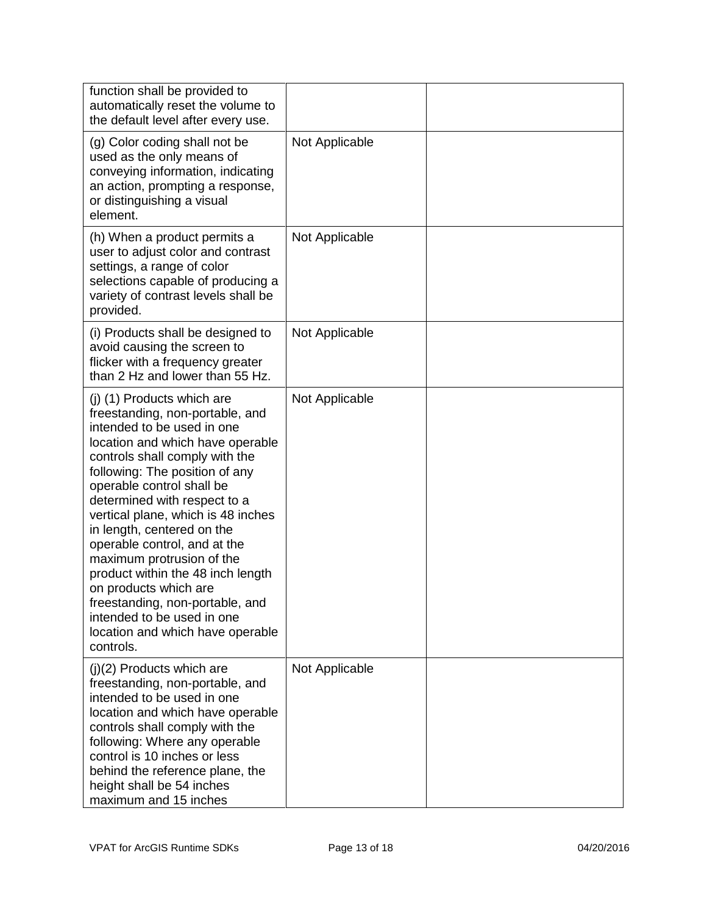| | | |
|---|---|---|
| function shall be provided to automatically reset the volume to the default level after every use. | | |
| (g) Color coding shall not be used as the only means of conveying information, indicating an action, prompting a response, or distinguishing a visual element. | Not Applicable | |
| (h) When a product permits a user to adjust color and contrast settings, a range of color selections capable of producing a variety of contrast levels shall be provided. | Not Applicable | |
| (i) Products shall be designed to avoid causing the screen to flicker with a frequency greater than 2 Hz and lower than 55 Hz. | Not Applicable | |
| (j) (1) Products which are freestanding, non-portable, and intended to be used in one location and which have operable controls shall comply with the following: The position of any operable control shall be determined with respect to a vertical plane, which is 48 inches in length, centered on the operable control, and at the maximum protrusion of the product within the 48 inch length on products which are freestanding, non-portable, and intended to be used in one location and which have operable controls. | Not Applicable | |
| (j)(2) Products which are freestanding, non-portable, and intended to be used in one location and which have operable controls shall comply with the following: Where any operable control is 10 inches or less behind the reference plane, the height shall be 54 inches maximum and 15 inches | Not Applicable | |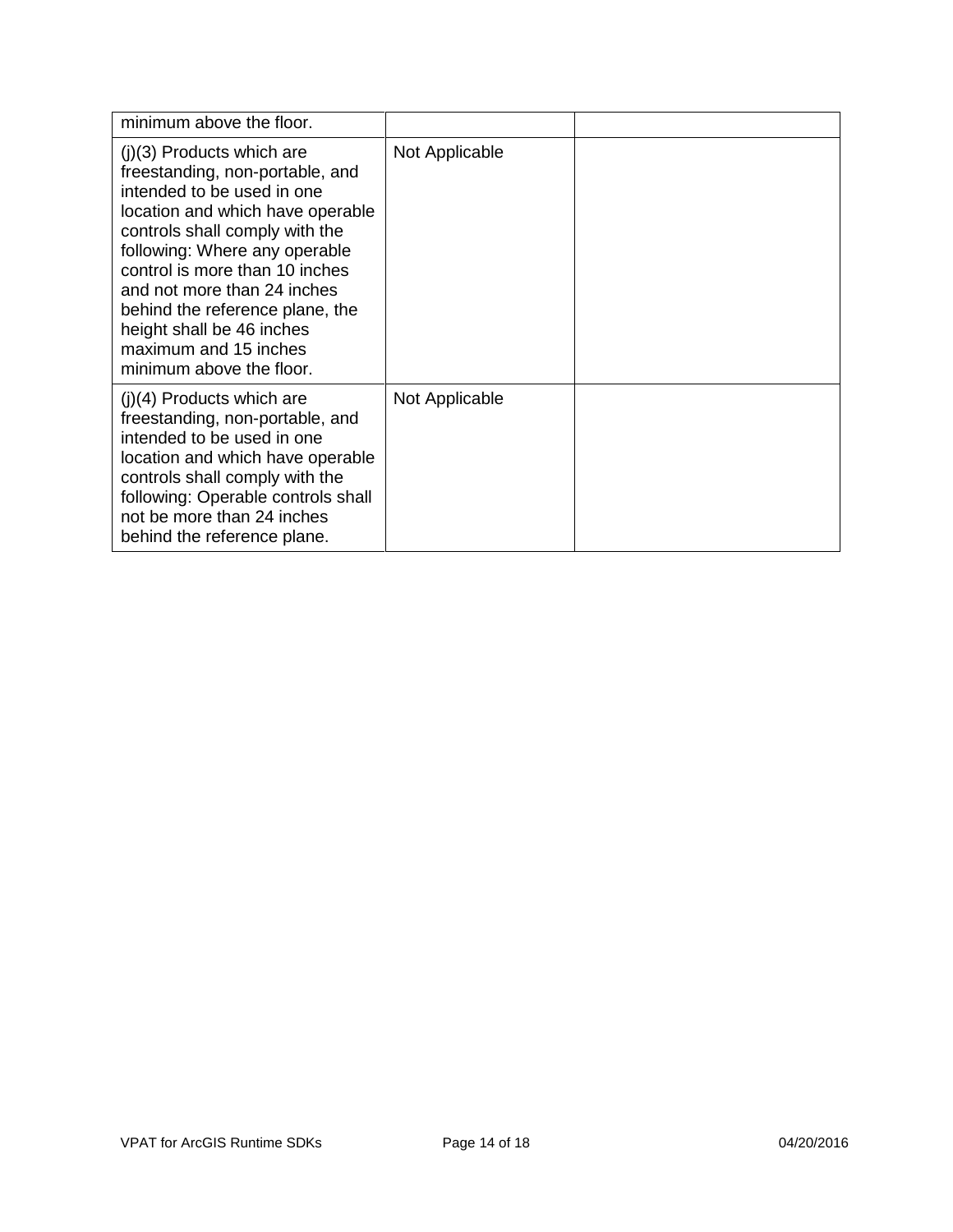| | | |
|---|---|---|
| minimum above the floor. | | |
| (j)(3) Products which are freestanding, non-portable, and intended to be used in one location and which have operable controls shall comply with the following: Where any operable control is more than 10 inches and not more than 24 inches behind the reference plane, the height shall be 46 inches maximum and 15 inches minimum above the floor. | Not Applicable | |
| (j)(4) Products which are freestanding, non-portable, and intended to be used in one location and which have operable controls shall comply with the following: Operable controls shall not be more than 24 inches behind the reference plane. | Not Applicable | |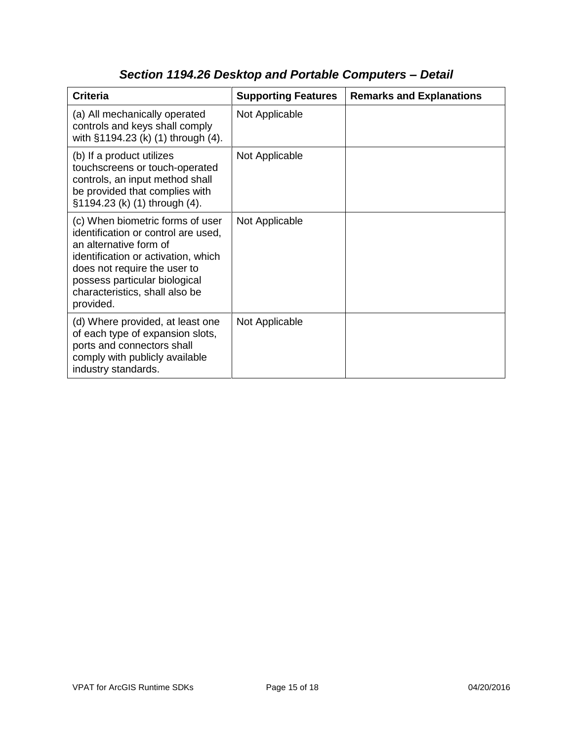## *Section 1194.26 Desktop and Portable Computers – Detail*

| Criteria | Supporting Features | Remarks and Explanations |
|---|---|---|
| (a) All mechanically operated controls and keys shall comply with §1194.23 (k) (1) through (4). | Not Applicable | |
| (b) If a product utilizes touchscreens or touch-operated controls, an input method shall be provided that complies with §1194.23 (k) (1) through (4). | Not Applicable | |
| (c) When biometric forms of user identification or control are used, an alternative form of identification or activation, which does not require the user to possess particular biological characteristics, shall also be provided. | Not Applicable | |
| (d) Where provided, at least one of each type of expansion slots, ports and connectors shall comply with publicly available industry standards. | Not Applicable | |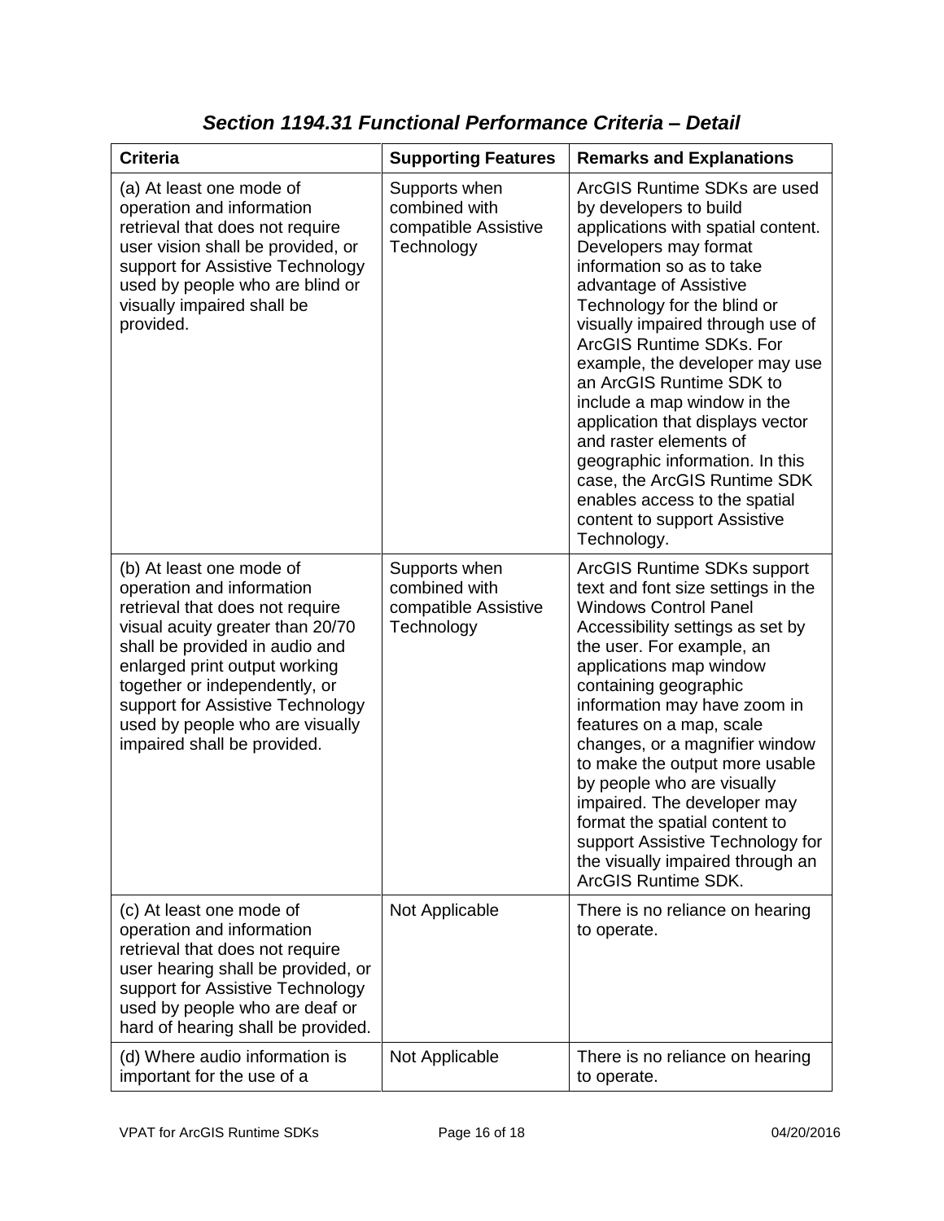## *Section 1194.31 Functional Performance Criteria – Detail*

| Criteria | Supporting Features | Remarks and Explanations |
| --- | --- | --- |
| (a) At least one mode of operation and information retrieval that does not require user vision shall be provided, or support for Assistive Technology used by people who are blind or visually impaired shall be provided. | Supports when combined with compatible Assistive Technology | ArcGIS Runtime SDKs are used by developers to build applications with spatial content. Developers may format information so as to take advantage of Assistive Technology for the blind or visually impaired through use of ArcGIS Runtime SDKs. For example, the developer may use an ArcGIS Runtime SDK to include a map window in the application that displays vector and raster elements of geographic information. In this case, the ArcGIS Runtime SDK enables access to the spatial content to support Assistive Technology. |
| (b) At least one mode of operation and information retrieval that does not require visual acuity greater than 20/70 shall be provided in audio and enlarged print output working together or independently, or support for Assistive Technology used by people who are visually impaired shall be provided. | Supports when combined with compatible Assistive Technology | ArcGIS Runtime SDKs support text and font size settings in the Windows Control Panel Accessibility settings as set by the user. For example, an applications map window containing geographic information may have zoom in features on a map, scale changes, or a magnifier window to make the output more usable by people who are visually impaired. The developer may format the spatial content to support Assistive Technology for the visually impaired through an ArcGIS Runtime SDK. |
| (c) At least one mode of operation and information retrieval that does not require user hearing shall be provided, or support for Assistive Technology used by people who are deaf or hard of hearing shall be provided. | Not Applicable | There is no reliance on hearing to operate. |
| (d) Where audio information is important for the use of a | Not Applicable | There is no reliance on hearing to operate. |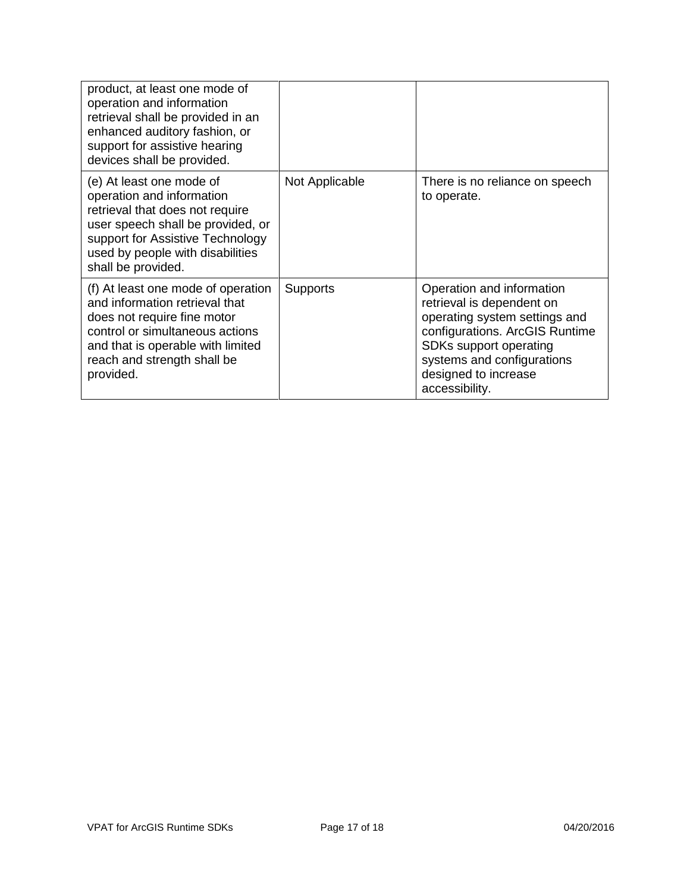| | | |
|---|---|---|
| product, at least one mode of operation and information retrieval shall be provided in an enhanced auditory fashion, or support for assistive hearing devices shall be provided. | | |
| (e) At least one mode of operation and information retrieval that does not require user speech shall be provided, or support for Assistive Technology used by people with disabilities shall be provided. | Not Applicable | There is no reliance on speech to operate. |
| (f) At least one mode of operation and information retrieval that does not require fine motor control or simultaneous actions and that is operable with limited reach and strength shall be provided. | Supports | Operation and information retrieval is dependent on operating system settings and configurations. ArcGIS Runtime SDKs support operating systems and configurations designed to increase accessibility. |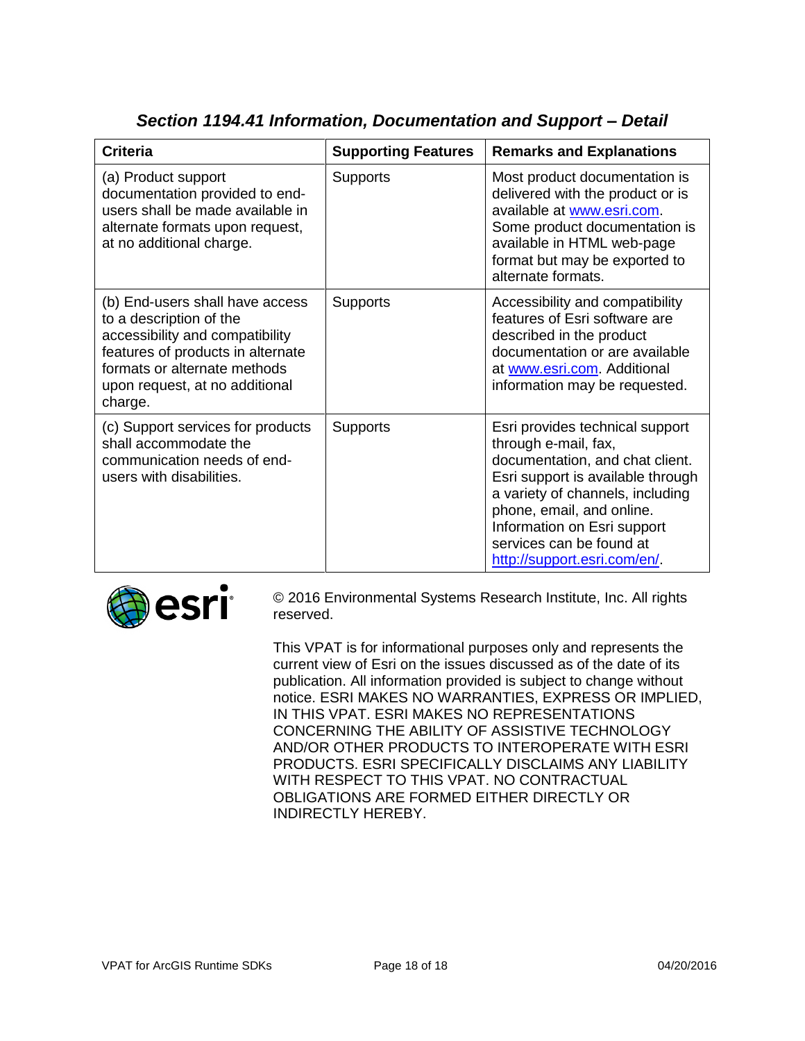### *Section 1194.41 Information, Documentation and Support – Detail*

| Criteria | Supporting Features | Remarks and Explanations |
|---|---|---|
| (a) Product support documentation provided to end-users shall be made available in alternate formats upon request, at no additional charge. | Supports | Most product documentation is delivered with the product or is available at www.esri.com. Some product documentation is available in HTML web-page format but may be exported to alternate formats. |
| (b) End-users shall have access to a description of the accessibility and compatibility features of products in alternate formats or alternate methods upon request, at no additional charge. | Supports | Accessibility and compatibility features of Esri software are described in the product documentation or are available at www.esri.com. Additional information may be requested. |
| (c) Support services for products shall accommodate the communication needs of end-users with disabilities. | Supports | Esri provides technical support through e-mail, fax, documentation, and chat client. Esri support is available through a variety of channels, including phone, email, and online. Information on Esri support services can be found at http://support.esri.com/en/. |

© 2016 Environmental Systems Research Institute, Inc. All rights reserved.

This VPAT is for informational purposes only and represents the current view of Esri on the issues discussed as of the date of its publication. All information provided is subject to change without notice. ESRI MAKES NO WARRANTIES, EXPRESS OR IMPLIED, IN THIS VPAT. ESRI MAKES NO REPRESENTATIONS CONCERNING THE ABILITY OF ASSISTIVE TECHNOLOGY AND/OR OTHER PRODUCTS TO INTEROPERATE WITH ESRI PRODUCTS. ESRI SPECIFICALLY DISCLAIMS ANY LIABILITY WITH RESPECT TO THIS VPAT. NO CONTRACTUAL OBLIGATIONS ARE FORMED EITHER DIRECTLY OR INDIRECTLY HEREBY.